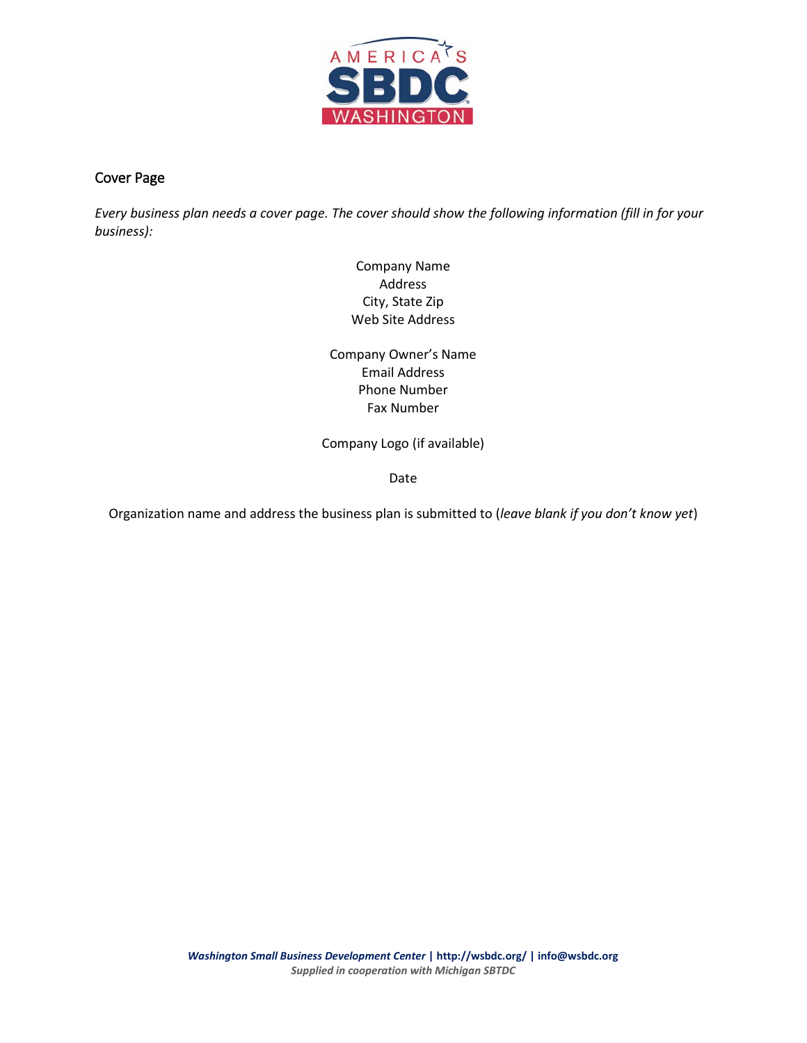## Cover Page

*Every business plan needs a cover page. The cover should show the following information (fill in for your business):*

Company Name
Address
City, State Zip
Web Site Address

Company Owner's Name
Email Address
Phone Number
Fax Number

Company Logo (if available)

Date

Organization name and address the business plan is submitted to (*leave blank if you don't know yet*)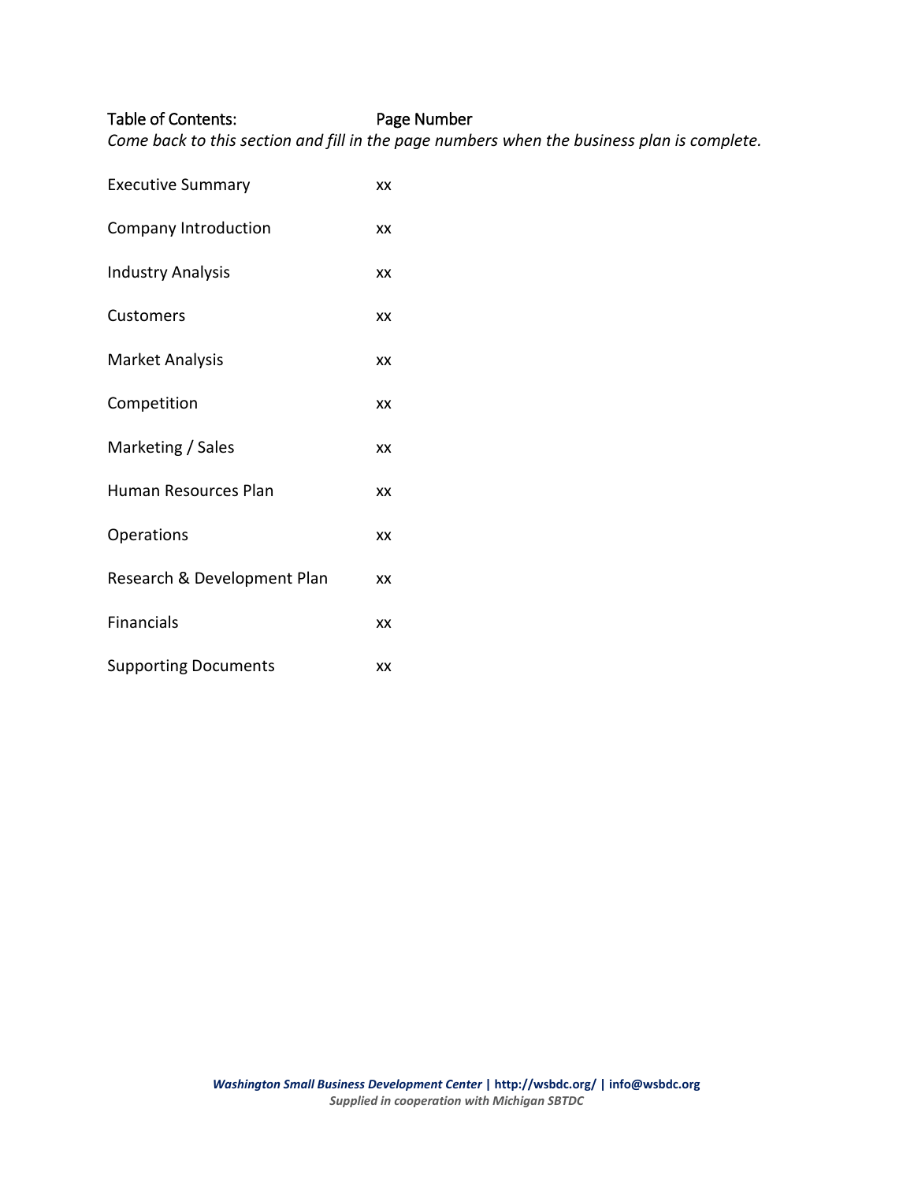| Table of Contents: | Page Number |
|---|---|

*Come back to this section and fill in the page numbers when the business plan is complete.*

| | |
|---|---|
| Executive Summary | xx |
| Company Introduction | xx |
| Industry Analysis | xx |
| Customers | xx |
| Market Analysis | xx |
| Competition | xx |
| Marketing / Sales | xx |
| Human Resources Plan | xx |
| Operations | xx |
| Research & Development Plan | xx |
| Financials | xx |
| Supporting Documents | xx |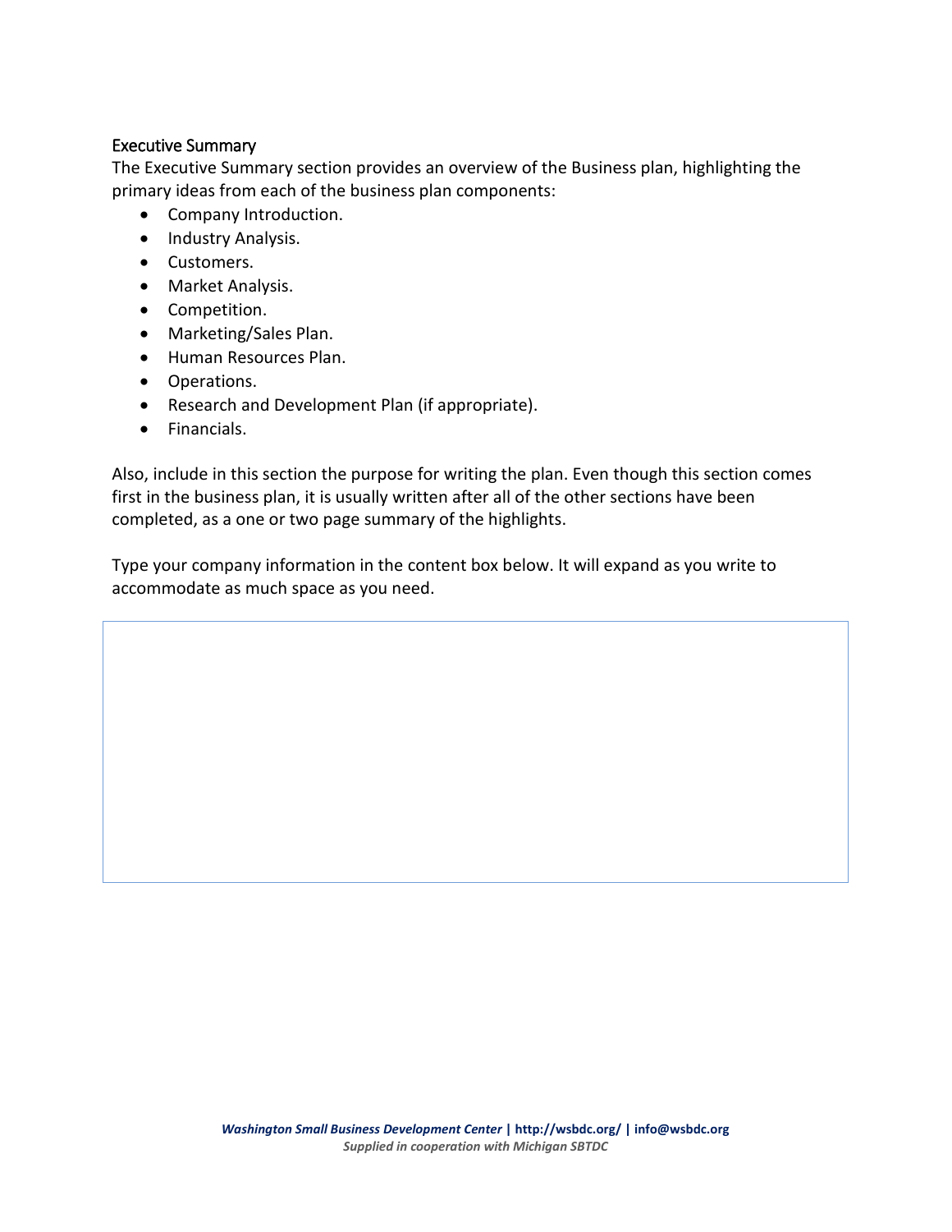## Executive Summary

The Executive Summary section provides an overview of the Business plan, highlighting the primary ideas from each of the business plan components:

- Company Introduction.
- Industry Analysis.
- Customers.
- Market Analysis.
- Competition.
- Marketing/Sales Plan.
- Human Resources Plan.
- Operations.
- Research and Development Plan (if appropriate).
- Financials.

Also, include in this section the purpose for writing the plan. Even though this section comes first in the business plan, it is usually written after all of the other sections have been completed, as a one or two page summary of the highlights.

Type your company information in the content box below. It will expand as you write to accommodate as much space as you need.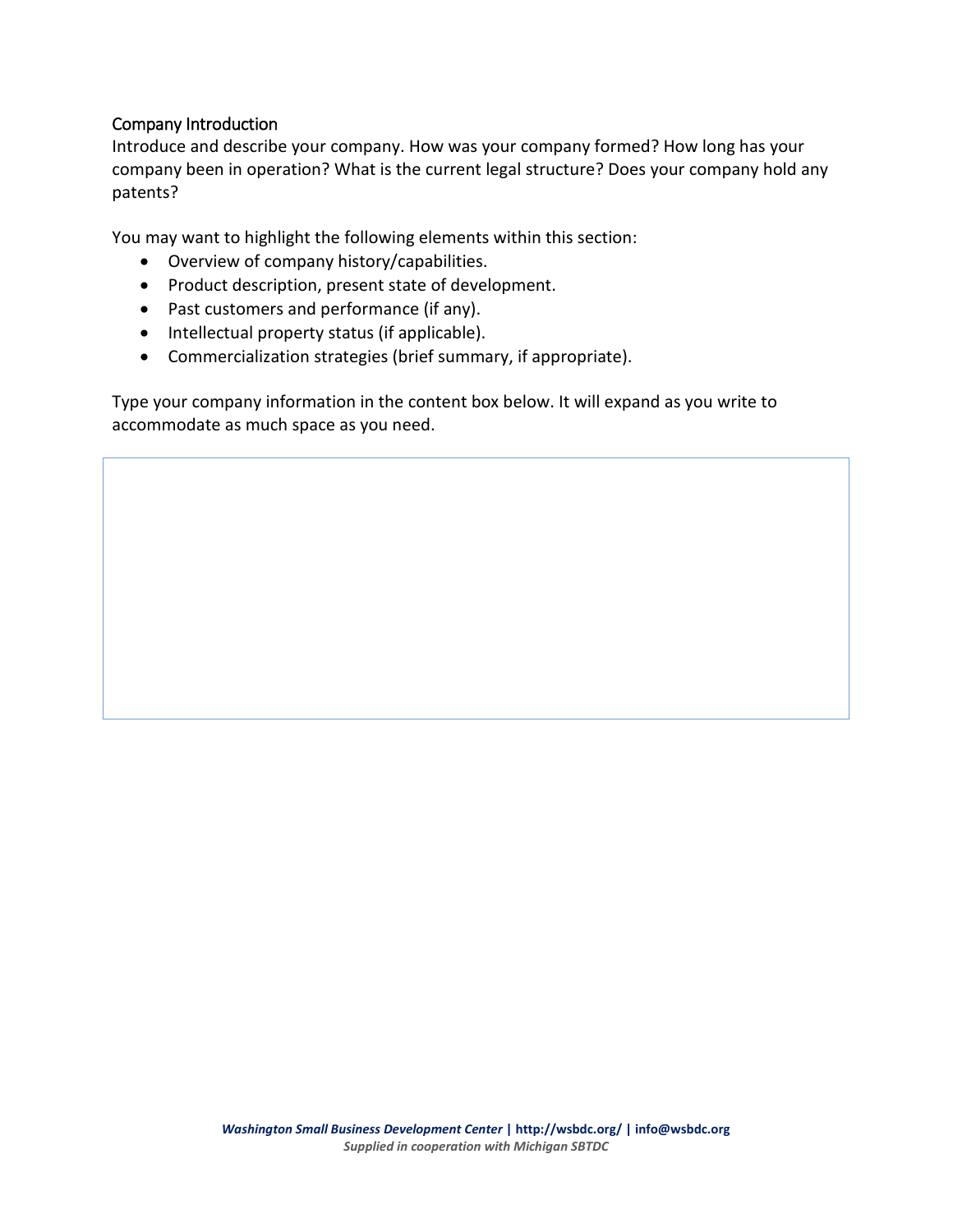## Company Introduction

Introduce and describe your company. How was your company formed? How long has your company been in operation? What is the current legal structure? Does your company hold any patents?

You may want to highlight the following elements within this section:

- Overview of company history/capabilities.
- Product description, present state of development.
- Past customers and performance (if any).
- Intellectual property status (if applicable).
- Commercialization strategies (brief summary, if appropriate).

Type your company information in the content box below. It will expand as you write to accommodate as much space as you need.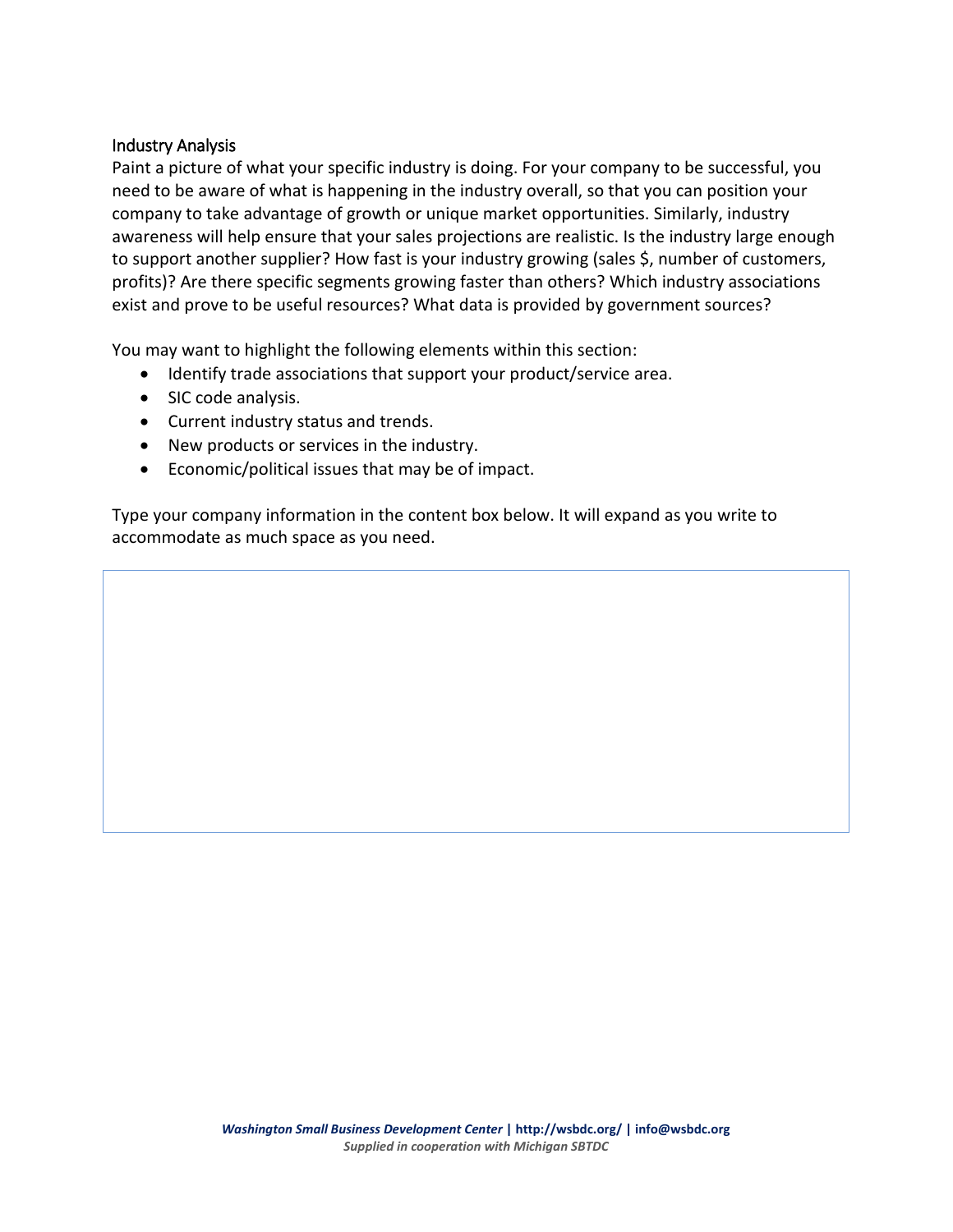## Industry Analysis

Paint a picture of what your specific industry is doing. For your company to be successful, you need to be aware of what is happening in the industry overall, so that you can position your company to take advantage of growth or unique market opportunities. Similarly, industry awareness will help ensure that your sales projections are realistic. Is the industry large enough to support another supplier? How fast is your industry growing (sales $, number of customers, profits)? Are there specific segments growing faster than others? Which industry associations exist and prove to be useful resources? What data is provided by government sources?

You may want to highlight the following elements within this section:

- Identify trade associations that support your product/service area.
- SIC code analysis.
- Current industry status and trends.
- New products or services in the industry.
- Economic/political issues that may be of impact.

Type your company information in the content box below. It will expand as you write to accommodate as much space as you need.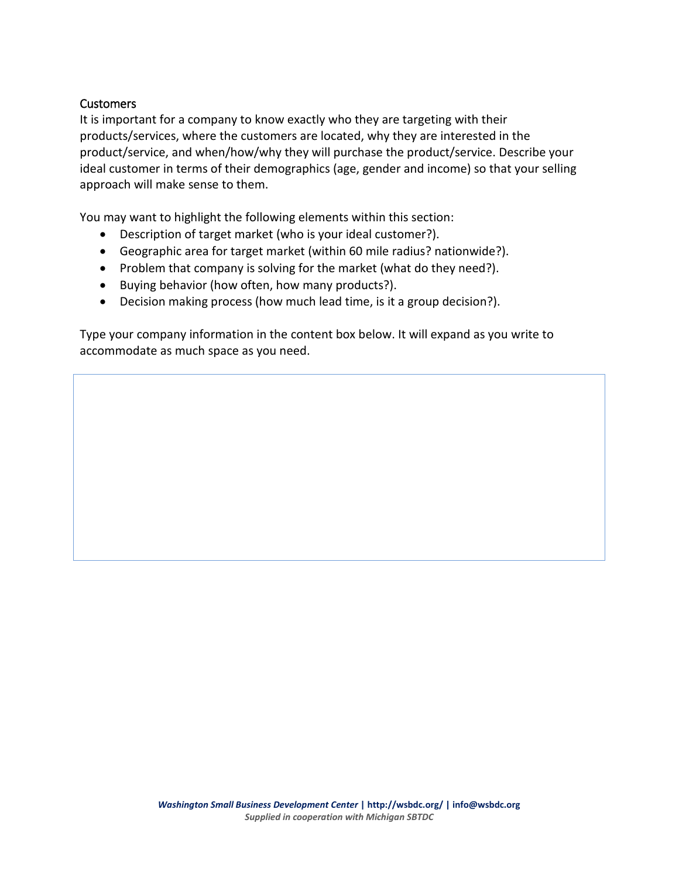## Customers

It is important for a company to know exactly who they are targeting with their products/services, where the customers are located, why they are interested in the product/service, and when/how/why they will purchase the product/service. Describe your ideal customer in terms of their demographics (age, gender and income) so that your selling approach will make sense to them.

You may want to highlight the following elements within this section:

- Description of target market (who is your ideal customer?).
- Geographic area for target market (within 60 mile radius? nationwide?).
- Problem that company is solving for the market (what do they need?).
- Buying behavior (how often, how many products?).
- Decision making process (how much lead time, is it a group decision?).

Type your company information in the content box below. It will expand as you write to accommodate as much space as you need.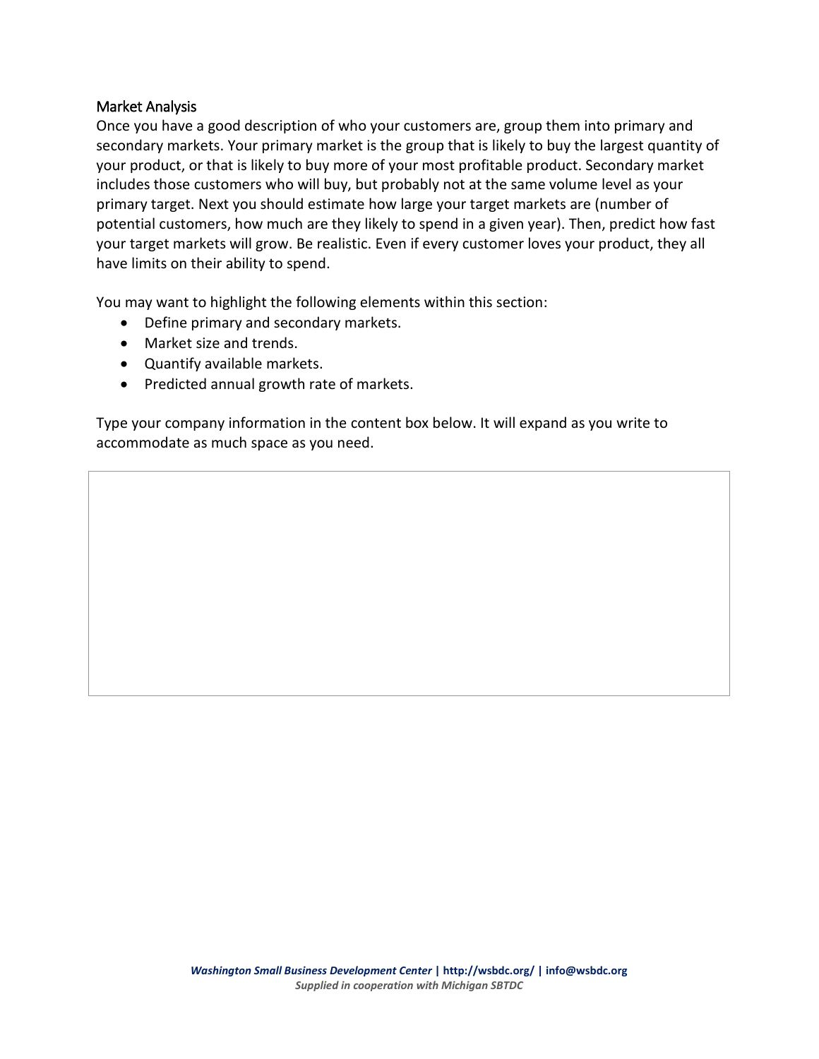## Market Analysis

Once you have a good description of who your customers are, group them into primary and secondary markets. Your primary market is the group that is likely to buy the largest quantity of your product, or that is likely to buy more of your most profitable product. Secondary market includes those customers who will buy, but probably not at the same volume level as your primary target. Next you should estimate how large your target markets are (number of potential customers, how much are they likely to spend in a given year). Then, predict how fast your target markets will grow. Be realistic. Even if every customer loves your product, they all have limits on their ability to spend.

You may want to highlight the following elements within this section:

- Define primary and secondary markets.
- Market size and trends.
- Quantify available markets.
- Predicted annual growth rate of markets.

Type your company information in the content box below. It will expand as you write to accommodate as much space as you need.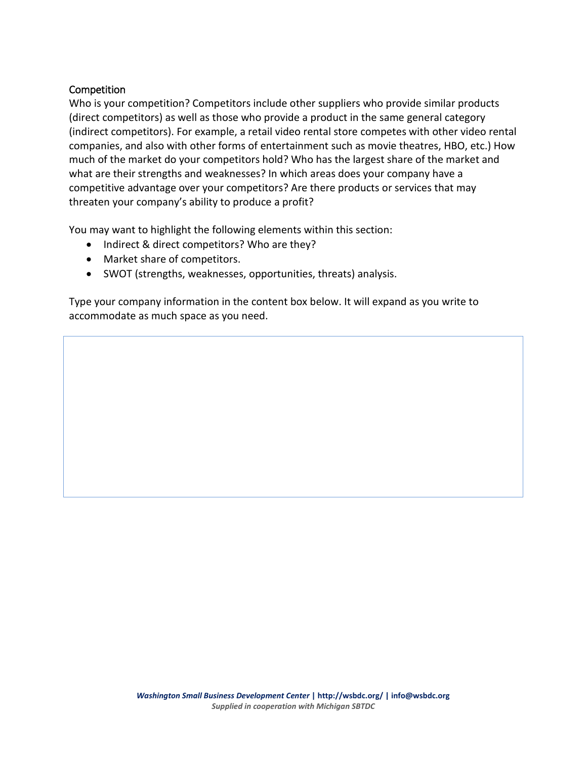## Competition

Who is your competition? Competitors include other suppliers who provide similar products (direct competitors) as well as those who provide a product in the same general category (indirect competitors). For example, a retail video rental store competes with other video rental companies, and also with other forms of entertainment such as movie theatres, HBO, etc.) How much of the market do your competitors hold? Who has the largest share of the market and what are their strengths and weaknesses? In which areas does your company have a competitive advantage over your competitors? Are there products or services that may threaten your company's ability to produce a profit?

You may want to highlight the following elements within this section:

- Indirect & direct competitors? Who are they?
- Market share of competitors.
- SWOT (strengths, weaknesses, opportunities, threats) analysis.

Type your company information in the content box below. It will expand as you write to accommodate as much space as you need.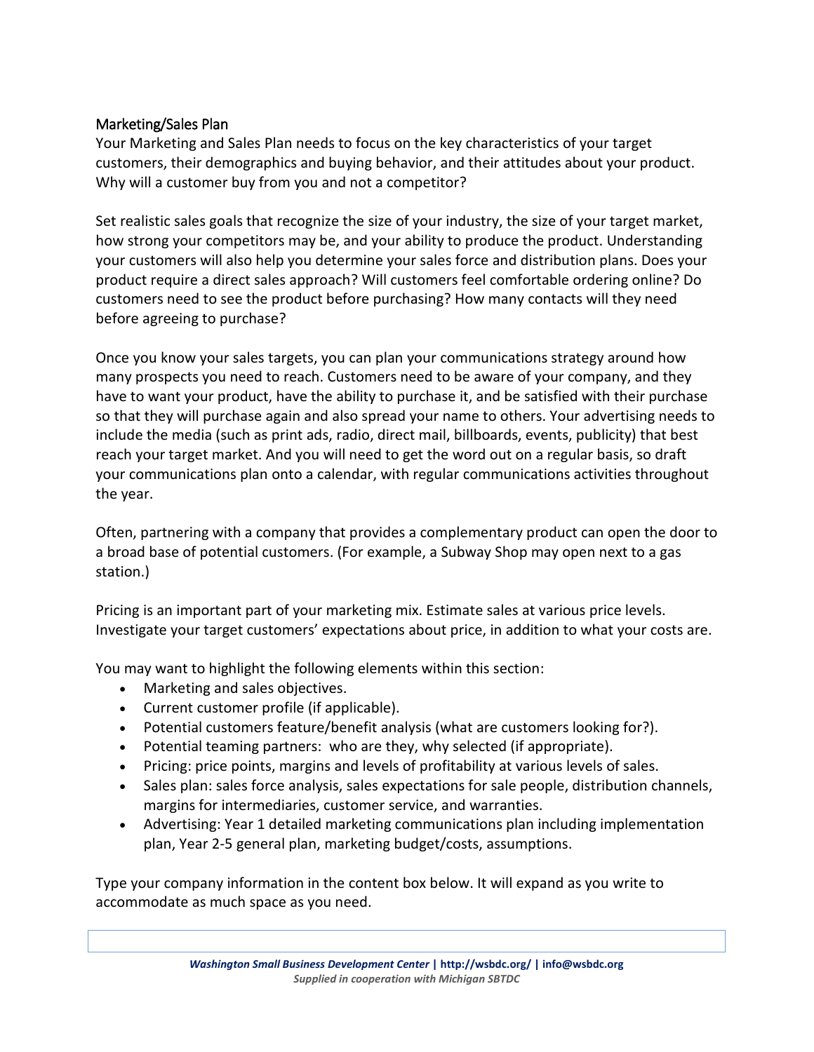## Marketing/Sales Plan

Your Marketing and Sales Plan needs to focus on the key characteristics of your target customers, their demographics and buying behavior, and their attitudes about your product. Why will a customer buy from you and not a competitor?

Set realistic sales goals that recognize the size of your industry, the size of your target market, how strong your competitors may be, and your ability to produce the product. Understanding your customers will also help you determine your sales force and distribution plans. Does your product require a direct sales approach? Will customers feel comfortable ordering online? Do customers need to see the product before purchasing? How many contacts will they need before agreeing to purchase?

Once you know your sales targets, you can plan your communications strategy around how many prospects you need to reach. Customers need to be aware of your company, and they have to want your product, have the ability to purchase it, and be satisfied with their purchase so that they will purchase again and also spread your name to others. Your advertising needs to include the media (such as print ads, radio, direct mail, billboards, events, publicity) that best reach your target market. And you will need to get the word out on a regular basis, so draft your communications plan onto a calendar, with regular communications activities throughout the year.

Often, partnering with a company that provides a complementary product can open the door to a broad base of potential customers. (For example, a Subway Shop may open next to a gas station.)

Pricing is an important part of your marketing mix. Estimate sales at various price levels. Investigate your target customers' expectations about price, in addition to what your costs are.

You may want to highlight the following elements within this section:

- Marketing and sales objectives.
- Current customer profile (if applicable).
- Potential customers feature/benefit analysis (what are customers looking for?).
- Potential teaming partners: who are they, why selected (if appropriate).
- Pricing: price points, margins and levels of profitability at various levels of sales.
- Sales plan: sales force analysis, sales expectations for sale people, distribution channels, margins for intermediaries, customer service, and warranties.
- Advertising: Year 1 detailed marketing communications plan including implementation plan, Year 2-5 general plan, marketing budget/costs, assumptions.

Type your company information in the content box below. It will expand as you write to accommodate as much space as you need.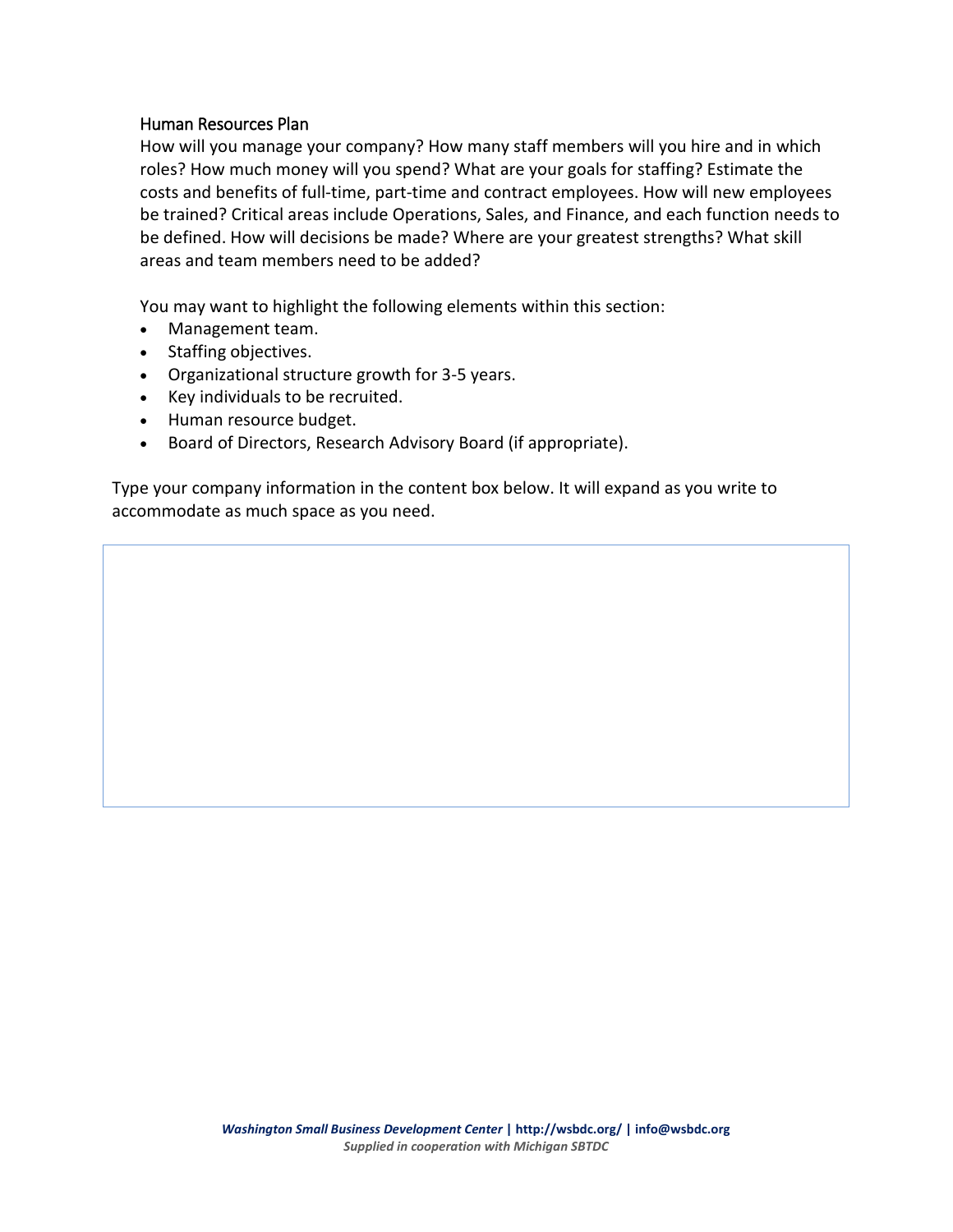## Human Resources Plan

How will you manage your company? How many staff members will you hire and in which roles? How much money will you spend? What are your goals for staffing? Estimate the costs and benefits of full-time, part-time and contract employees. How will new employees be trained? Critical areas include Operations, Sales, and Finance, and each function needs to be defined. How will decisions be made? Where are your greatest strengths? What skill areas and team members need to be added?

You may want to highlight the following elements within this section:

- Management team.
- Staffing objectives.
- Organizational structure growth for 3-5 years.
- Key individuals to be recruited.
- Human resource budget.
- Board of Directors, Research Advisory Board (if appropriate).

Type your company information in the content box below. It will expand as you write to accommodate as much space as you need.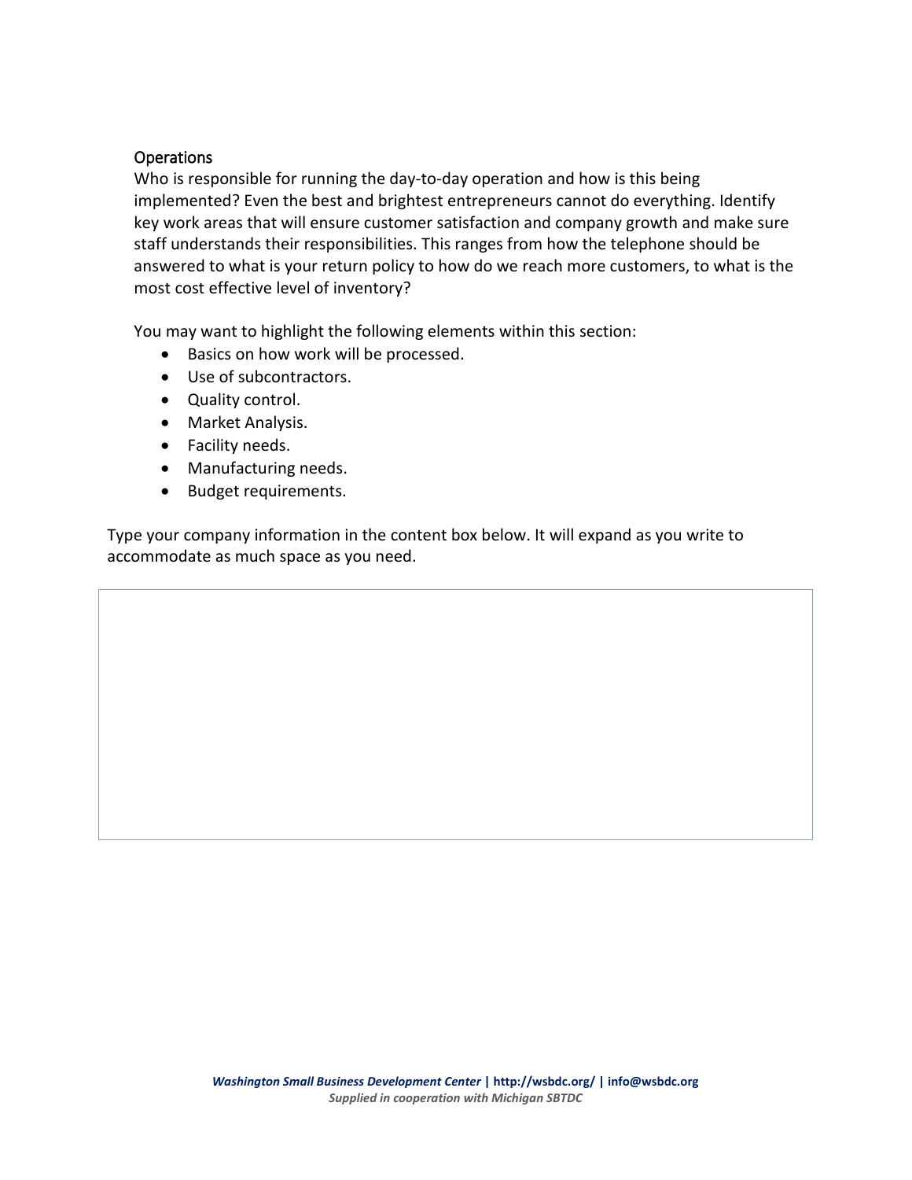## Operations

Who is responsible for running the day-to-day operation and how is this being implemented? Even the best and brightest entrepreneurs cannot do everything. Identify key work areas that will ensure customer satisfaction and company growth and make sure staff understands their responsibilities. This ranges from how the telephone should be answered to what is your return policy to how do we reach more customers, to what is the most cost effective level of inventory?

You may want to highlight the following elements within this section:

- Basics on how work will be processed.
- Use of subcontractors.
- Quality control.
- Market Analysis.
- Facility needs.
- Manufacturing needs.
- Budget requirements.

Type your company information in the content box below. It will expand as you write to accommodate as much space as you need.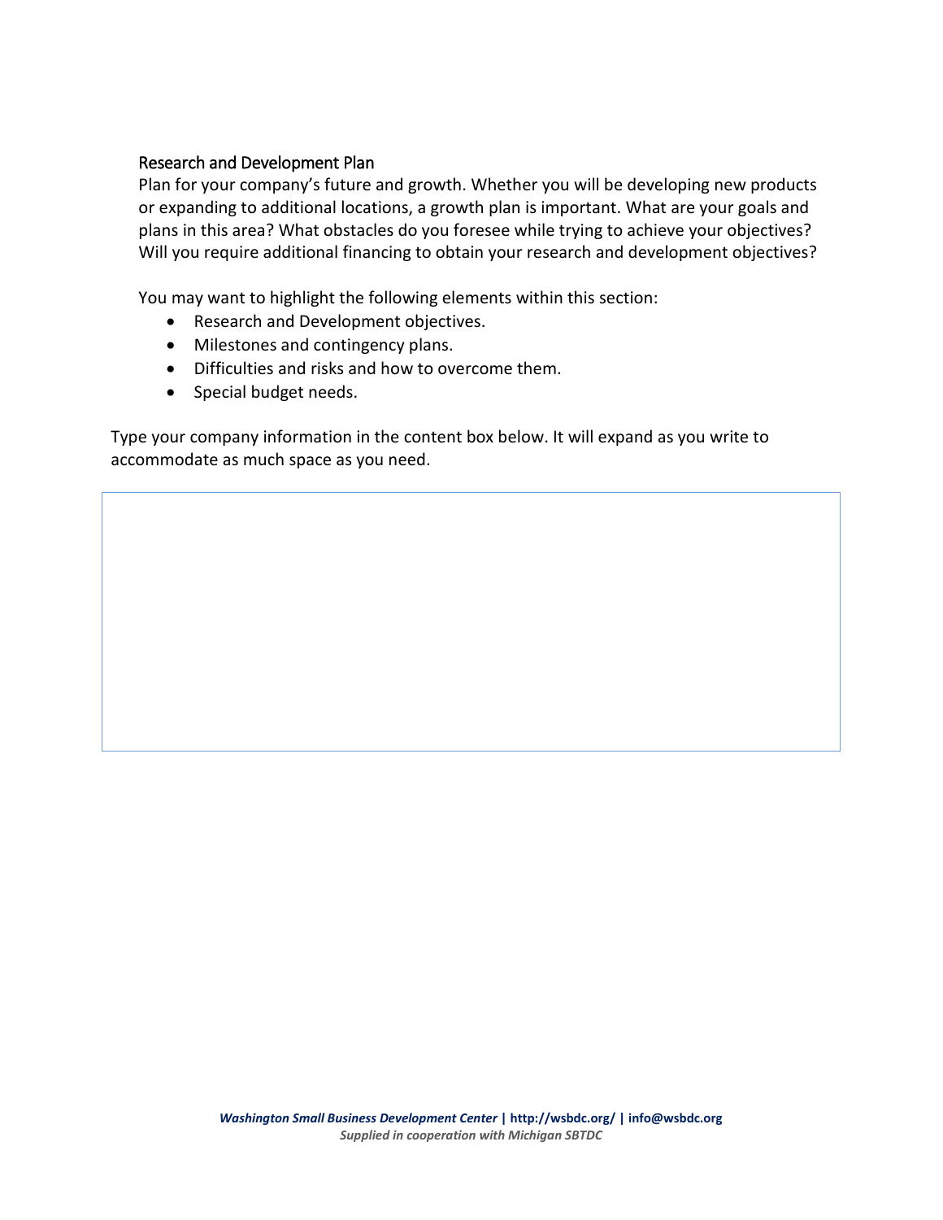## Research and Development Plan

Plan for your company's future and growth. Whether you will be developing new products or expanding to additional locations, a growth plan is important. What are your goals and plans in this area? What obstacles do you foresee while trying to achieve your objectives? Will you require additional financing to obtain your research and development objectives?

You may want to highlight the following elements within this section:

- Research and Development objectives.
- Milestones and contingency plans.
- Difficulties and risks and how to overcome them.
- Special budget needs.

Type your company information in the content box below. It will expand as you write to accommodate as much space as you need.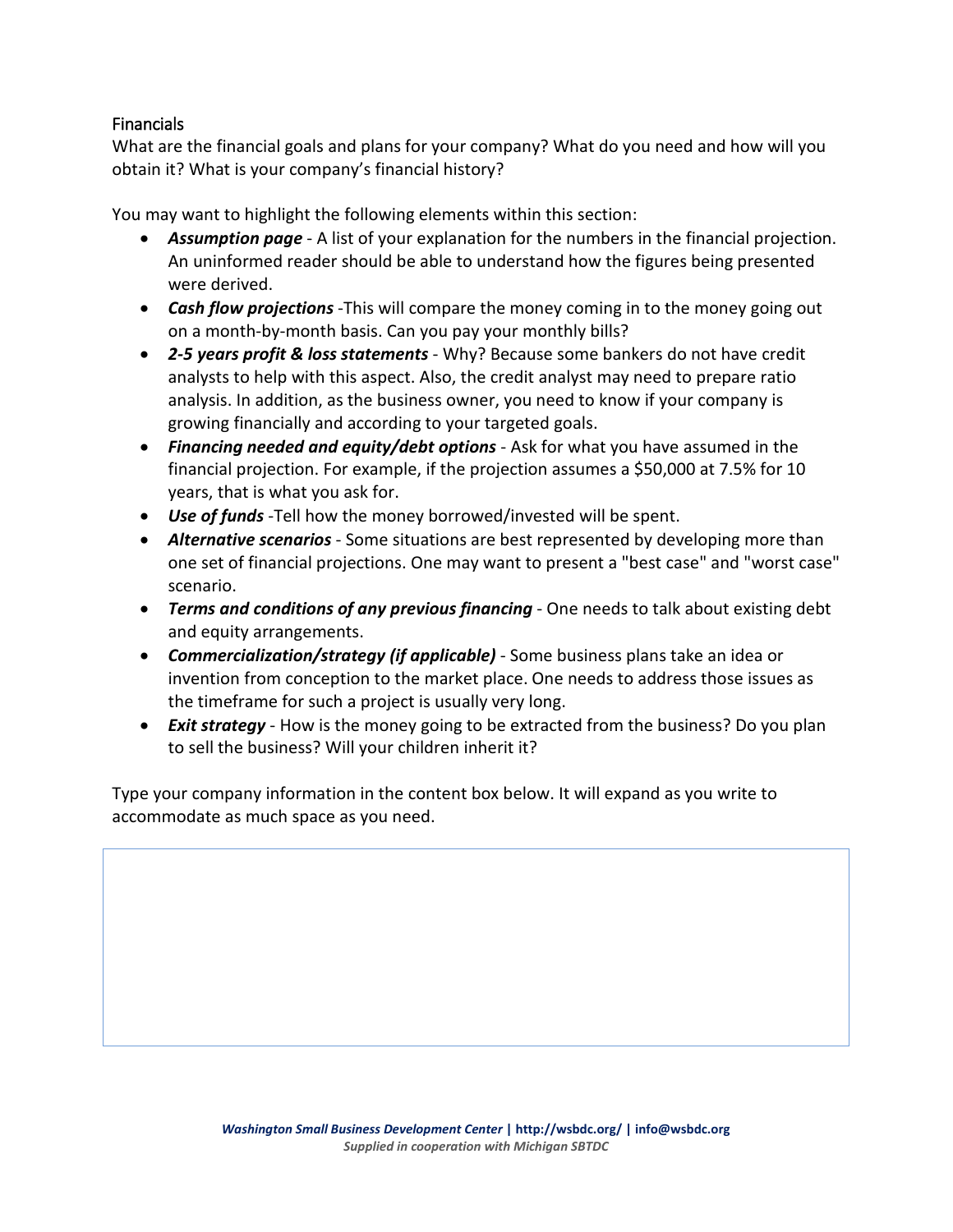## Financials

What are the financial goals and plans for your company? What do you need and how will you obtain it? What is your company's financial history?

You may want to highlight the following elements within this section:

- ***Assumption page*** - A list of your explanation for the numbers in the financial projection. An uninformed reader should be able to understand how the figures being presented were derived.
- ***Cash flow projections*** -This will compare the money coming in to the money going out on a month-by-month basis. Can you pay your monthly bills?
- ***2-5 years profit & loss statements*** - Why? Because some bankers do not have credit analysts to help with this aspect. Also, the credit analyst may need to prepare ratio analysis. In addition, as the business owner, you need to know if your company is growing financially and according to your targeted goals.
- ***Financing needed and equity/debt options*** - Ask for what you have assumed in the financial projection. For example, if the projection assumes a $50,000 at 7.5% for 10 years, that is what you ask for.
- ***Use of funds*** -Tell how the money borrowed/invested will be spent.
- ***Alternative scenarios*** - Some situations are best represented by developing more than one set of financial projections. One may want to present a "best case" and "worst case" scenario.
- ***Terms and conditions of any previous financing*** - One needs to talk about existing debt and equity arrangements.
- ***Commercialization/strategy (if applicable)*** - Some business plans take an idea or invention from conception to the market place. One needs to address those issues as the timeframe for such a project is usually very long.
- ***Exit strategy*** - How is the money going to be extracted from the business? Do you plan to sell the business? Will your children inherit it?

Type your company information in the content box below. It will expand as you write to accommodate as much space as you need.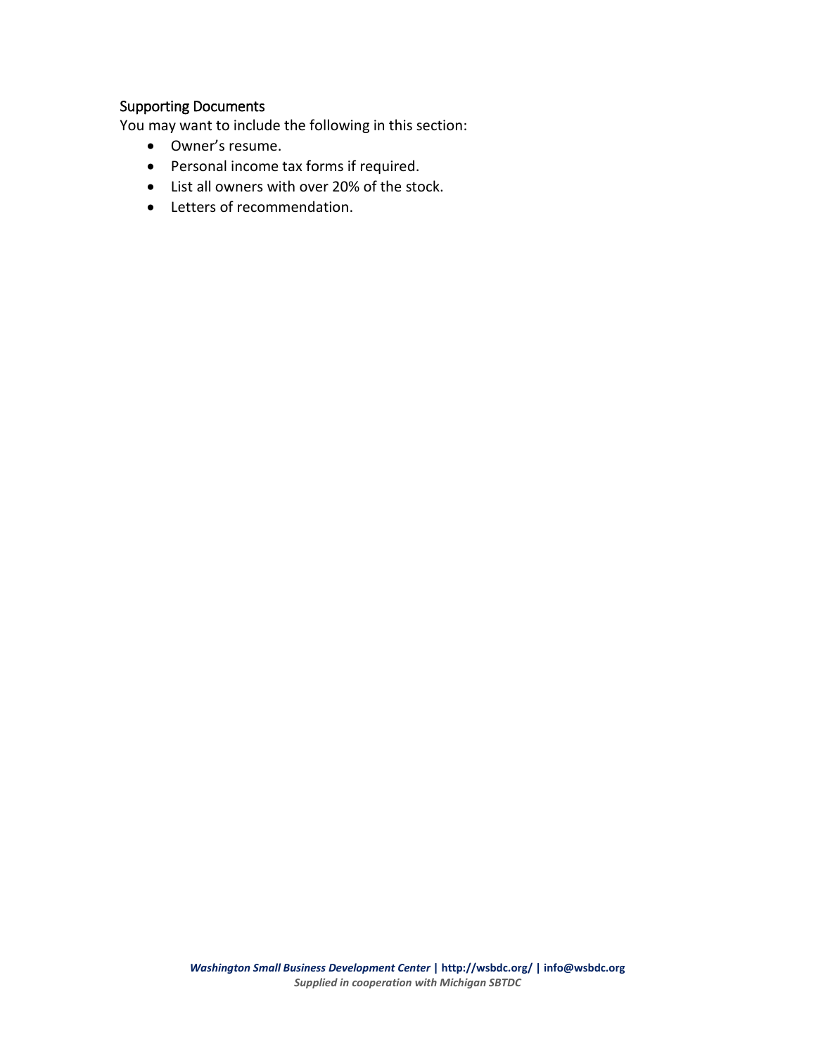## Supporting Documents

You may want to include the following in this section:

- Owner's resume.
- Personal income tax forms if required.
- List all owners with over 20% of the stock.
- Letters of recommendation.